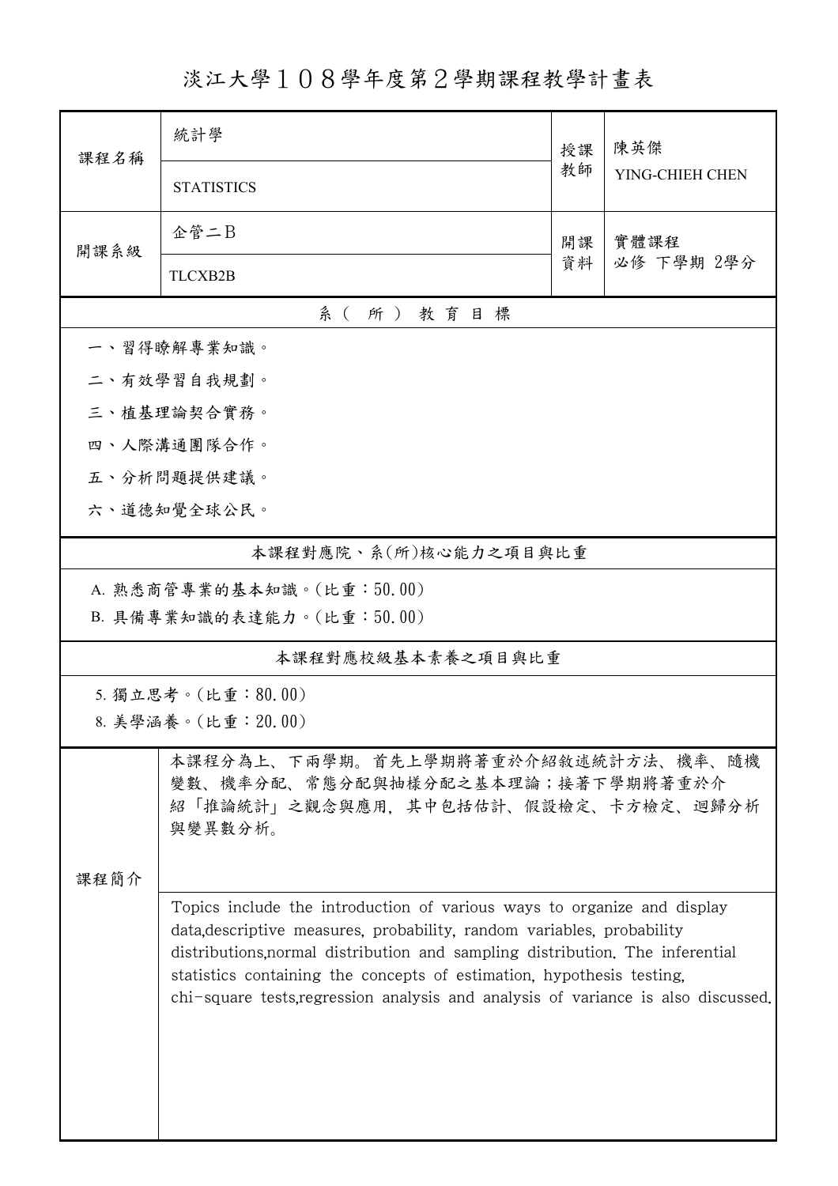# 淡江大學１０８學年度第２學期課程教學計畫表

| 課程名稱 | 統計學 | 授課教師 | 陳英傑 |
| --- | --- | --- | --- |
| | STATISTICS | | YING-CHIEH CHEN |
| 開課系級 | 企管二B | 開課資料 | 實體課程<br>必修 下學期 2學分 |
| | TLCXB2B | | |

## 系（所）教育目標

一、習得瞭解專業知識。

二、有效學習自我規劃。

三、植基理論契合實務。

四、人際溝通團隊合作。

五、分析問題提供建議。

六、道德知覺全球公民。

## 本課程對應院、系(所)核心能力之項目與比重

A. 熟悉商管專業的基本知識。(比重：50.00)

B. 具備專業知識的表達能力。(比重：50.00)

## 本課程對應校級基本素養之項目與比重

5. 獨立思考。(比重：80.00)

8. 美學涵養。(比重：20.00)

## 課程簡介

本課程分為上、下兩學期。首先上學期將著重於介紹敘述統計方法、機率、隨機變數、機率分配、常態分配與抽樣分配之基本理論；接著下學期將著重於介紹「推論統計」之觀念與應用，其中包括估計、假設檢定、卡方檢定、迴歸分析與變異數分析。

Topics include the introduction of various ways to organize and display data,descriptive measures, probability, random variables, probability distributions,normal distribution and sampling distribution. The inferential statistics containing the concepts of estimation, hypothesis testing, chi-square tests,regression analysis and analysis of variance is also discussed.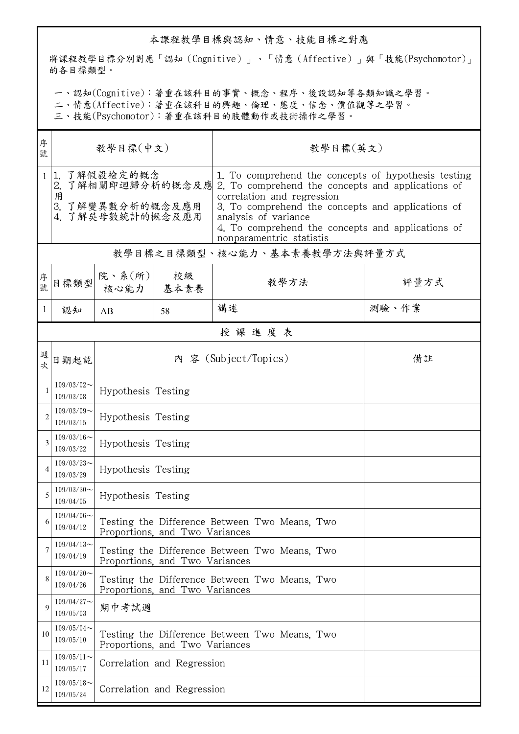## 本課程教學目標與認知、情意、技能目標之對應

將課程教學目標分別對應「認知（Cognitive）」、「情意（Affective）」與「技能(Psychomotor)」的各目標類型。

一、認知(Cognitive)：著重在該科目的事實、概念、程序、後設認知等各類知識之學習。
二、情意(Affective)：著重在該科目的興趣、倫理、態度、信念、價值觀等之學習。
三、技能(Psychomotor)：著重在該科目的肢體動作或技術操作之學習。

| 序號 | 教學目標(中文) | 教學目標(英文) |
|---|---|---|
| 1 | 1. 了解假設檢定的概念<br>2. 了解相關即迴歸分析的概念及應用<br>3. 了解變異數分析的概念及應用<br>4. 了解吳母數統計的概念及應用 | 1. To comprehend the concepts of hypothesis testing<br>2. To comprehend the concepts and applications of correlation and regression<br>3. To comprehend the concepts and applications of analysis of variance<br>4. To comprehend the concepts and applications of nonparamentric statistis |

## 教學目標之目標類型、核心能力、基本素養教學方法與評量方式

| 序號 | 目標類型 | 院、系(所)核心能力 | 校級基本素養 | 教學方法 | 評量方式 |
|---|---|---|---|---|---|
| 1 | 認知 | AB | 58 | 講述 | 測驗、作業 |

## 授課進度表

| 週次 | 日期起訖 | 內 容 (Subject/Topics) | 備註 |
|---|---|---|---|
| 1 | 109/03/02～109/03/08 | Hypothesis Testing | |
| 2 | 109/03/09～109/03/15 | Hypothesis Testing | |
| 3 | 109/03/16～109/03/22 | Hypothesis Testing | |
| 4 | 109/03/23～109/03/29 | Hypothesis Testing | |
| 5 | 109/03/30～109/04/05 | Hypothesis Testing | |
| 6 | 109/04/06～109/04/12 | Testing the Difference Between Two Means, Two Proportions, and Two Variances | |
| 7 | 109/04/13～109/04/19 | Testing the Difference Between Two Means, Two Proportions, and Two Variances | |
| 8 | 109/04/20～109/04/26 | Testing the Difference Between Two Means, Two Proportions, and Two Variances | |
| 9 | 109/04/27～109/05/03 | 期中考試週 | |
| 10 | 109/05/04～109/05/10 | Testing the Difference Between Two Means, Two Proportions, and Two Variances | |
| 11 | 109/05/11～109/05/17 | Correlation and Regression | |
| 12 | 109/05/18～109/05/24 | Correlation and Regression | |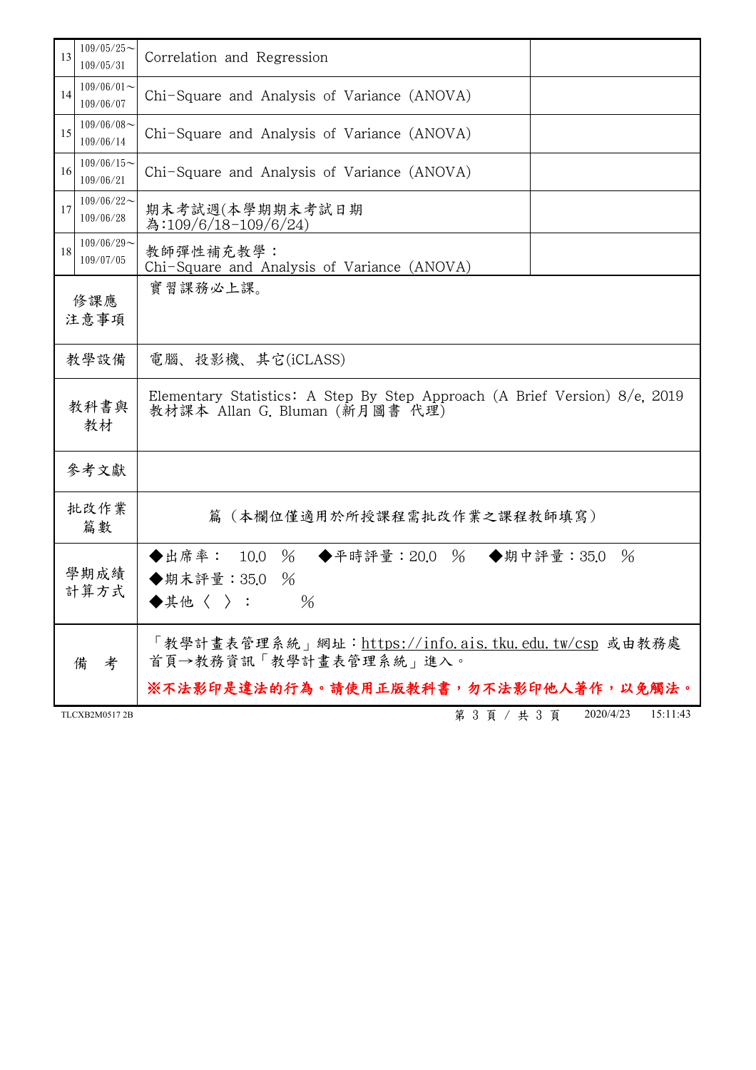| | | | |
|---|---|---|---|
| 13 | 109/05/25～<br>109/05/31 | Correlation and Regression | |
| 14 | 109/06/01～<br>109/06/07 | Chi-Square and Analysis of Variance (ANOVA) | |
| 15 | 109/06/08～<br>109/06/14 | Chi-Square and Analysis of Variance (ANOVA) | |
| 16 | 109/06/15～<br>109/06/21 | Chi-Square and Analysis of Variance (ANOVA) | |
| 17 | 109/06/22～<br>109/06/28 | 期末考試週(本學期期末考試日期為:109/6/18-109/6/24) | |
| 18 | 109/06/29～<br>109/07/05 | 教師彈性補充教學：<br>Chi-Square and Analysis of Variance (ANOVA) | |

| | |
|---|---|
| 修課應注意事項 | 實習課務必上課。 |
| 教學設備 | 電腦、投影機、其它(iCLASS) |
| 教科書與教材 | Elementary Statistics: A Step By Step Approach (A Brief Version) 8/e, 2019<br>教材課本 Allan G. Bluman (新月圖書 代理) |
| 參考文獻 | |
| 批改作業篇數 | 篇（本欄位僅適用於所授課程需批改作業之課程教師填寫） |
| 學期成績計算方式 | ◆出席率： 10.0 ％ ◆平時評量：20.0 ％ ◆期中評量：35.0 ％<br>◆期末評量：35.0 ％<br>◆其他〈 〉： ％ |
| 備 考 | 「教學計畫表管理系統」網址：https://info.ais.tku.edu.tw/csp 或由教務處首頁→教務資訊「教學計畫表管理系統」進入。<br>**※不法影印是違法的行為。請使用正版教科書，勿不法影印他人著作，以免觸法。** |

TLCXB2M0517 2B 2020/4/23 15:11:43